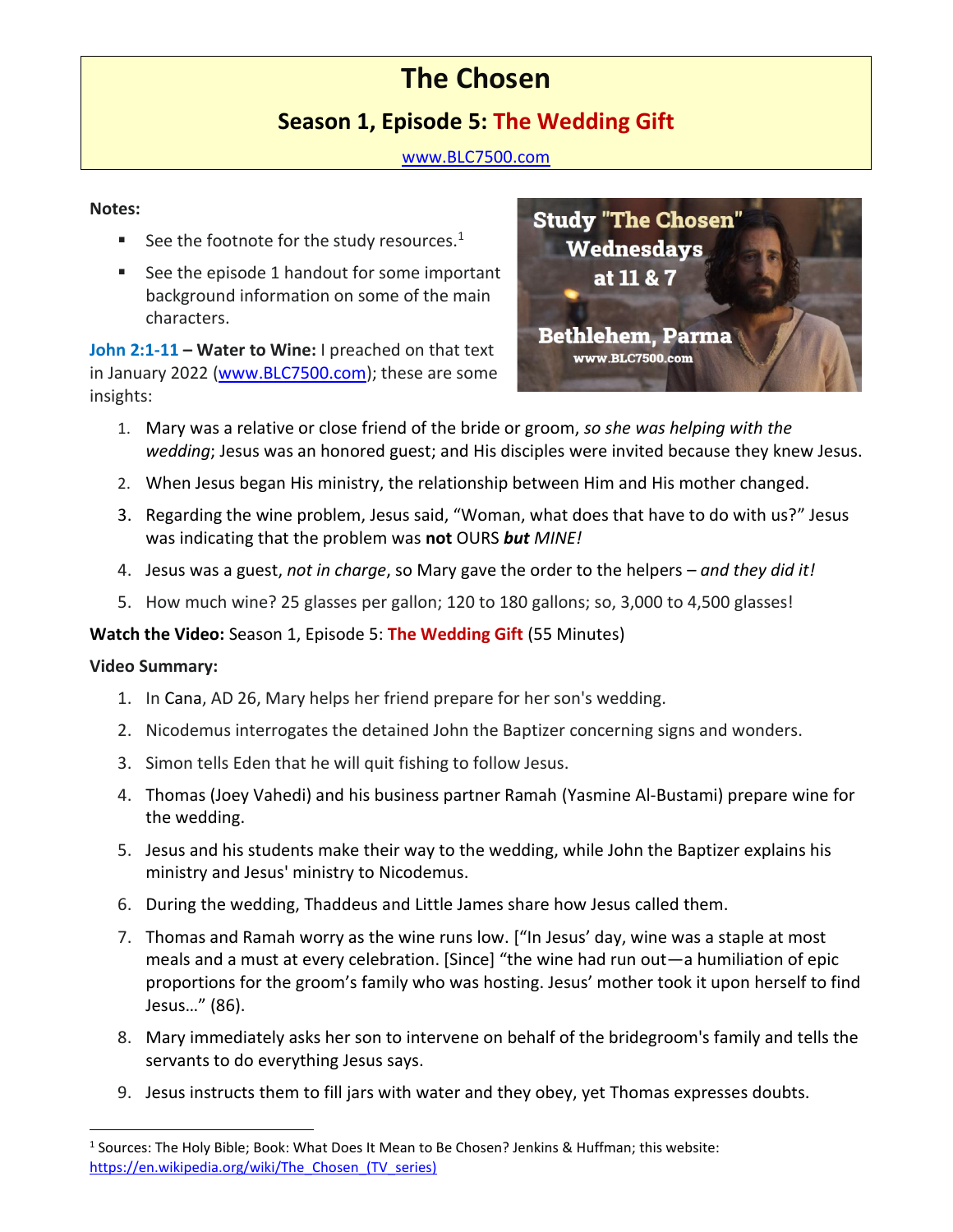# The Chosen

## Season 1, Episode 5: The Wedding Gift

www.BLC7500.com

**Notes:**

- See the footnote for the study resources.[1]
- See the episode 1 handout for some important background information on some of the main characters.

Study "The Chosen" Wednesdays at 11 & 7

Bethlehem, Parma www.BLC7500.com

**John 2:1-11 – Water to Wine:** I preached on that text in January 2022 (www.BLC7500.com); these are some insights:

1. Mary was a relative or close friend of the bride or groom, *so she was helping with the wedding*; Jesus was an honored guest; and His disciples were invited because they knew Jesus.
2. When Jesus began His ministry, the relationship between Him and His mother changed.
3. Regarding the wine problem, Jesus said, "Woman, what does that have to do with us?" Jesus was indicating that the problem was **not** OURS ***but*** *MINE!*
4. Jesus was a guest, *not in charge*, so Mary gave the order to the helpers – *and they did it!*
5. How much wine? 25 glasses per gallon; 120 to 180 gallons; so, 3,000 to 4,500 glasses!

**Watch the Video:** Season 1, Episode 5: **The Wedding Gift** (55 Minutes)

**Video Summary:**

1. In Cana, AD 26, Mary helps her friend prepare for her son's wedding.
2. Nicodemus interrogates the detained John the Baptizer concerning signs and wonders.
3. Simon tells Eden that he will quit fishing to follow Jesus.
4. Thomas (Joey Vahedi) and his business partner Ramah (Yasmine Al-Bustami) prepare wine for the wedding.
5. Jesus and his students make their way to the wedding, while John the Baptizer explains his ministry and Jesus' ministry to Nicodemus.
6. During the wedding, Thaddeus and Little James share how Jesus called them.
7. Thomas and Ramah worry as the wine runs low. ["In Jesus' day, wine was a staple at most meals and a must at every celebration. [Since] "the wine had run out—a humiliation of epic proportions for the groom's family who was hosting. Jesus' mother took it upon herself to find Jesus…" (86).
8. Mary immediately asks her son to intervene on behalf of the bridegroom's family and tells the servants to do everything Jesus says.
9. Jesus instructs them to fill jars with water and they obey, yet Thomas expresses doubts.

---

[1] Sources: The Holy Bible; Book: What Does It Mean to Be Chosen? Jenkins & Huffman; this website: https://en.wikipedia.org/wiki/The_Chosen_(TV_series)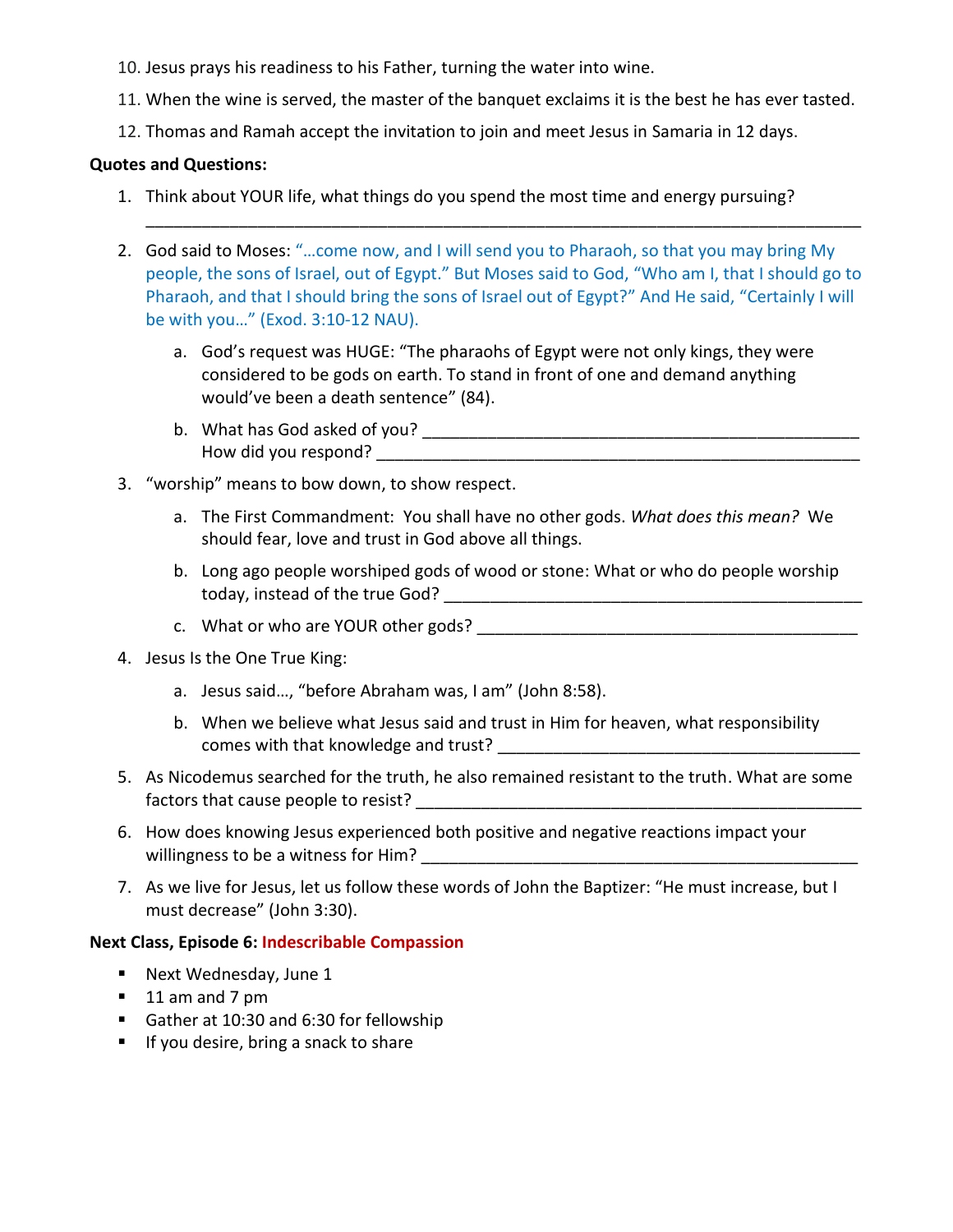10. Jesus prays his readiness to his Father, turning the water into wine.
11. When the wine is served, the master of the banquet exclaims it is the best he has ever tasted.
12. Thomas and Ramah accept the invitation to join and meet Jesus in Samaria in 12 days.

**Quotes and Questions:**

1. Think about YOUR life, what things do you spend the most time and energy pursuing? ___________________________________________________________________________
2. God said to Moses: "…come now, and I will send you to Pharaoh, so that you may bring My people, the sons of Israel, out of Egypt." But Moses said to God, "Who am I, that I should go to Pharaoh, and that I should bring the sons of Israel out of Egypt?" And He said, "Certainly I will be with you…" (Exod. 3:10-12 NAU).
   a. God's request was HUGE: "The pharaohs of Egypt were not only kings, they were considered to be gods on earth. To stand in front of one and demand anything would've been a death sentence" (84).
   b. What has God asked of you? _______________________________________________ How did you respond? ____________________________________________________
3. "worship" means to bow down, to show respect.
   a. The First Commandment: You shall have no other gods. *What does this mean?* We should fear, love and trust in God above all things.
   b. Long ago people worshiped gods of wood or stone: What or who do people worship today, instead of the true God? ____________________________________________
   c. What or who are YOUR other gods? ________________________________________
4. Jesus Is the One True King:
   a. Jesus said…, "before Abraham was, I am" (John 8:58).
   b. When we believe what Jesus said and trust in Him for heaven, what responsibility comes with that knowledge and trust? ______________________________________
5. As Nicodemus searched for the truth, he also remained resistant to the truth. What are some factors that cause people to resist? _______________________________________________
6. How does knowing Jesus experienced both positive and negative reactions impact your willingness to be a witness for Him? _______________________________________________
7. As we live for Jesus, let us follow these words of John the Baptizer: "He must increase, but I must decrease" (John 3:30).

**Next Class, Episode 6: Indescribable Compassion**

- Next Wednesday, June 1
- 11 am and 7 pm
- Gather at 10:30 and 6:30 for fellowship
- If you desire, bring a snack to share